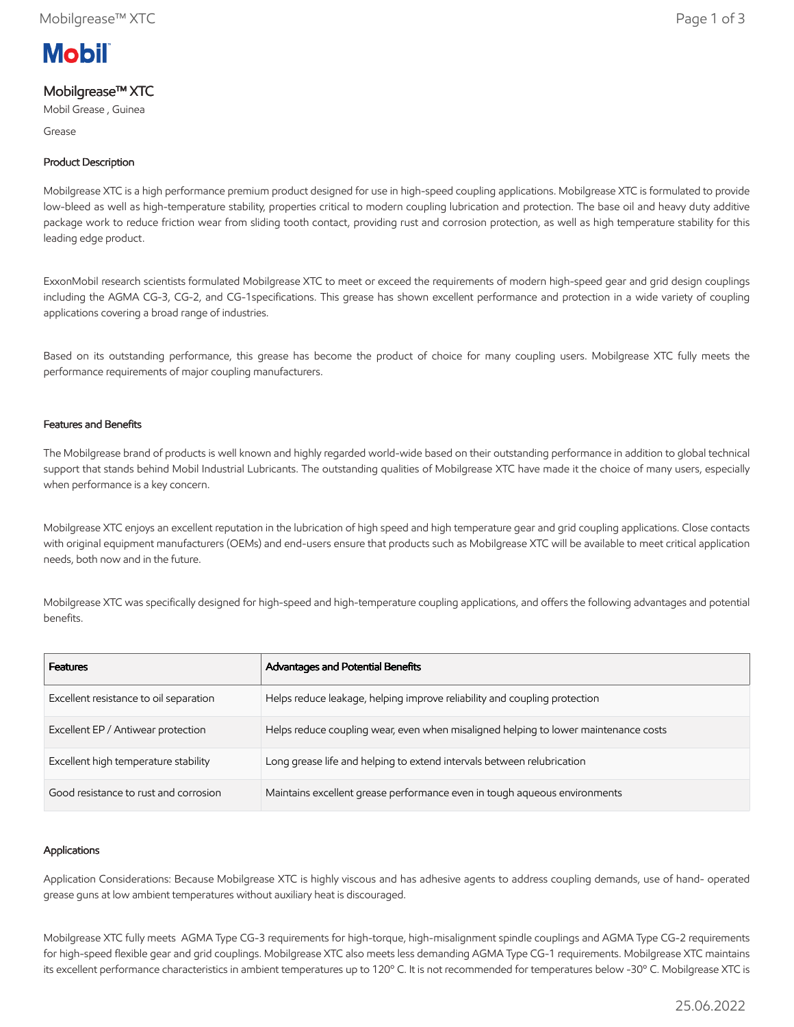# Mobilgrease™ XTC

Mobil Grease , Guinea

Grease

## Product Description

Mobilgrease XTC is a high performance premium product designed for use in high-speed coupling applications. Mobilgrease XTC is formulated to provide low-bleed as well as high-temperature stability, properties critical to modern coupling lubrication and protection. The base oil and heavy duty additive package work to reduce friction wear from sliding tooth contact, providing rust and corrosion protection, as well as high temperature stability for this leading edge product.

ExxonMobil research scientists formulated Mobilgrease XTC to meet or exceed the requirements of modern high-speed gear and grid design couplings including the AGMA CG-3, CG-2, and CG-1specifications. This grease has shown excellent performance and protection in a wide variety of coupling applications covering a broad range of industries.

Based on its outstanding performance, this grease has become the product of choice for many coupling users. Mobilgrease XTC fully meets the performance requirements of major coupling manufacturers.

## Features and Benefits

The Mobilgrease brand of products is well known and highly regarded world-wide based on their outstanding performance in addition to global technical support that stands behind Mobil Industrial Lubricants. The outstanding qualities of Mobilgrease XTC have made it the choice of many users, especially when performance is a key concern.

Mobilgrease XTC enjoys an excellent reputation in the lubrication of high speed and high temperature gear and grid coupling applications. Close contacts with original equipment manufacturers (OEMs) and end-users ensure that products such as Mobilgrease XTC will be available to meet critical application needs, both now and in the future.

Mobilgrease XTC was specifically designed for high-speed and high-temperature coupling applications, and offers the following advantages and potential benefits.

| Features | Advantages and Potential Benefits |
| --- | --- |
| Excellent resistance to oil separation | Helps reduce leakage, helping improve reliability and coupling protection |
| Excellent EP / Antiwear protection | Helps reduce coupling wear, even when misaligned helping to lower maintenance costs |
| Excellent high temperature stability | Long grease life and helping to extend intervals between relubrication |
| Good resistance to rust and corrosion | Maintains excellent grease performance even in tough aqueous environments |

## Applications

Application Considerations: Because Mobilgrease XTC is highly viscous and has adhesive agents to address coupling demands, use of hand- operated grease guns at low ambient temperatures without auxiliary heat is discouraged.

Mobilgrease XTC fully meets AGMA Type CG-3 requirements for high-torque, high-misalignment spindle couplings and AGMA Type CG-2 requirements for high-speed flexible gear and grid couplings. Mobilgrease XTC also meets less demanding AGMA Type CG-1 requirements. Mobilgrease XTC maintains its excellent performance characteristics in ambient temperatures up to 120º C. It is not recommended for temperatures below -30º C. Mobilgrease XTC is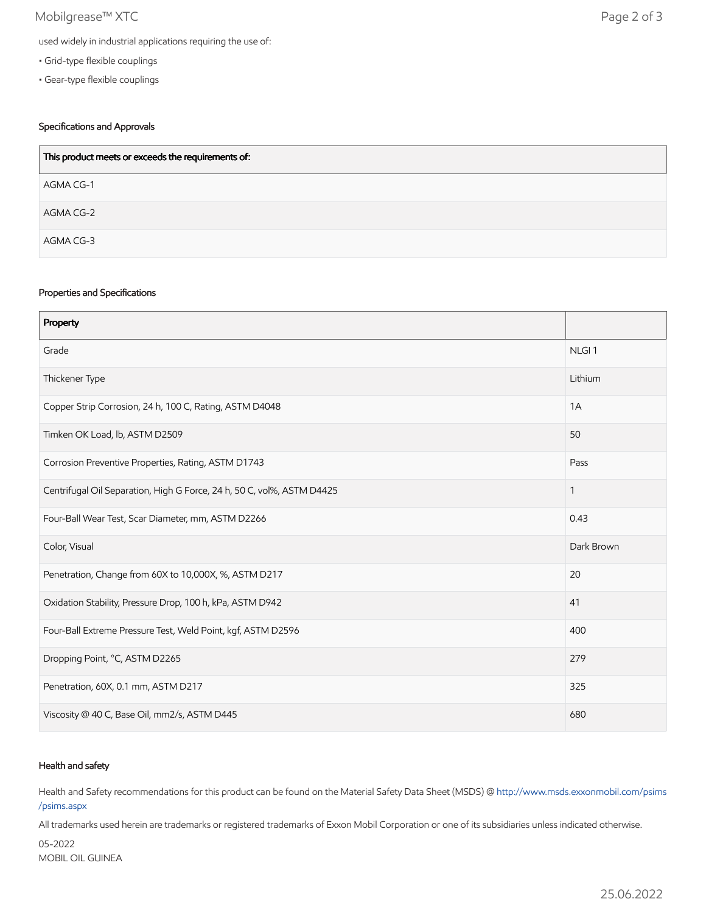used widely in industrial applications requiring the use of:

- Grid-type flexible couplings
- Gear-type flexible couplings

### Specifications and Approvals

| This product meets or exceeds the requirements of: |
|---|
| AGMA CG-1 |
| AGMA CG-2 |
| AGMA CG-3 |

### Properties and Specifications

| Property | |
|---|---|
| Grade | NLGI 1 |
| Thickener Type | Lithium |
| Copper Strip Corrosion, 24 h, 100 C, Rating, ASTM D4048 | 1A |
| Timken OK Load, lb, ASTM D2509 | 50 |
| Corrosion Preventive Properties, Rating, ASTM D1743 | Pass |
| Centrifugal Oil Separation, High G Force, 24 h, 50 C, vol%, ASTM D4425 | 1 |
| Four-Ball Wear Test, Scar Diameter, mm, ASTM D2266 | 0.43 |
| Color, Visual | Dark Brown |
| Penetration, Change from 60X to 10,000X, %, ASTM D217 | 20 |
| Oxidation Stability, Pressure Drop, 100 h, kPa, ASTM D942 | 41 |
| Four-Ball Extreme Pressure Test, Weld Point, kgf, ASTM D2596 | 400 |
| Dropping Point, °C, ASTM D2265 | 279 |
| Penetration, 60X, 0.1 mm, ASTM D217 | 325 |
| Viscosity @ 40 C, Base Oil, mm2/s, ASTM D445 | 680 |

### Health and safety

Health and Safety recommendations for this product can be found on the Material Safety Data Sheet (MSDS) @ http://www.msds.exxonmobil.com/psims/psims.aspx

All trademarks used herein are trademarks or registered trademarks of Exxon Mobil Corporation or one of its subsidiaries unless indicated otherwise.

05-2022
MOBIL OIL GUINEA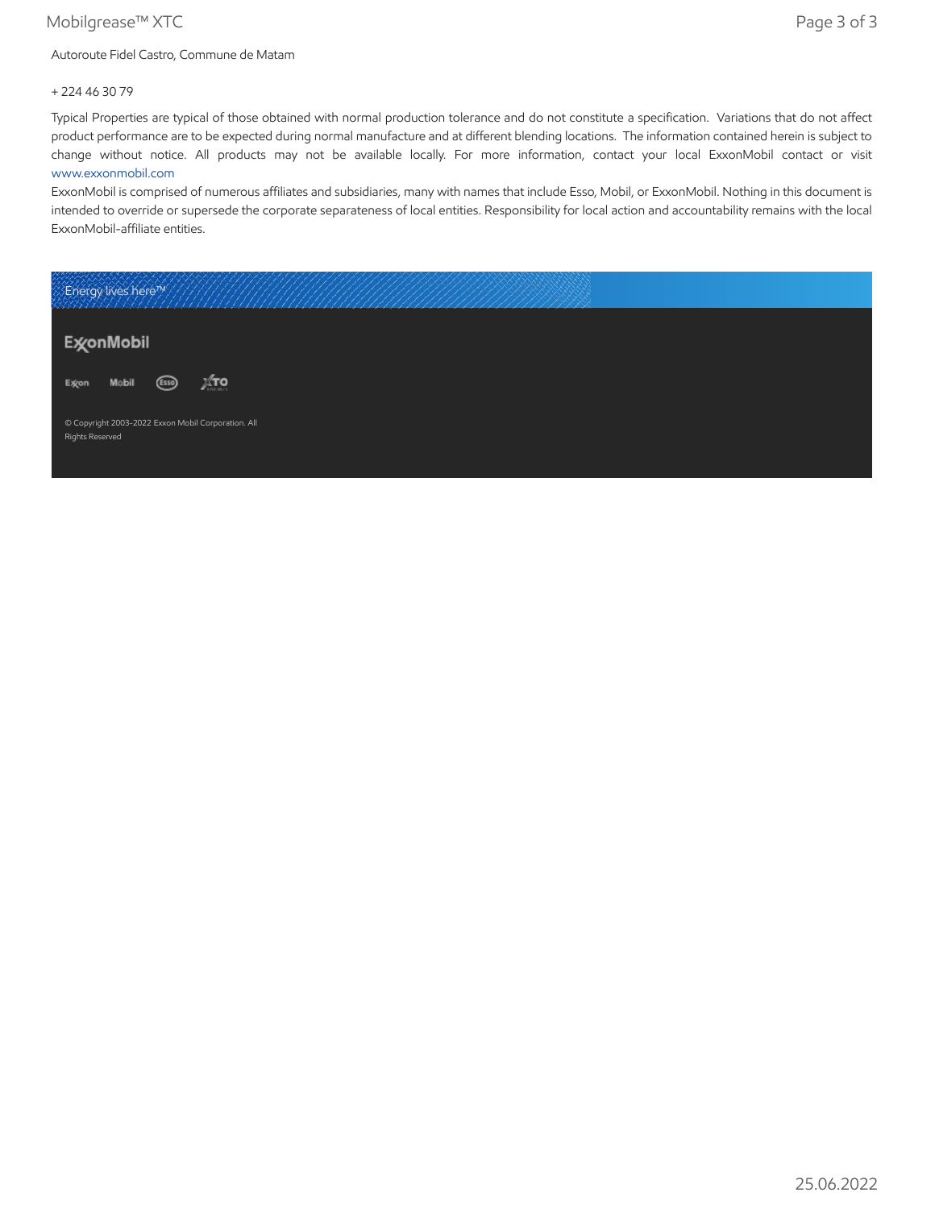Autoroute Fidel Castro, Commune de Matam

+ 224 46 30 79

Typical Properties are typical of those obtained with normal production tolerance and do not constitute a specification. Variations that do not affect product performance are to be expected during normal manufacture and at different blending locations. The information contained herein is subject to change without notice. All products may not be available locally. For more information, contact your local ExxonMobil contact or visit www.exxonmobil.com

ExxonMobil is comprised of numerous affiliates and subsidiaries, many with names that include Esso, Mobil, or ExxonMobil. Nothing in this document is intended to override or supersede the corporate separateness of local entities. Responsibility for local action and accountability remains with the local ExxonMobil-affiliate entities.

Energy lives here™

ExxonMobil

Exxon Mobil Esso XTO

© Copyright 2003-2022 Exxon Mobil Corporation. All Rights Reserved